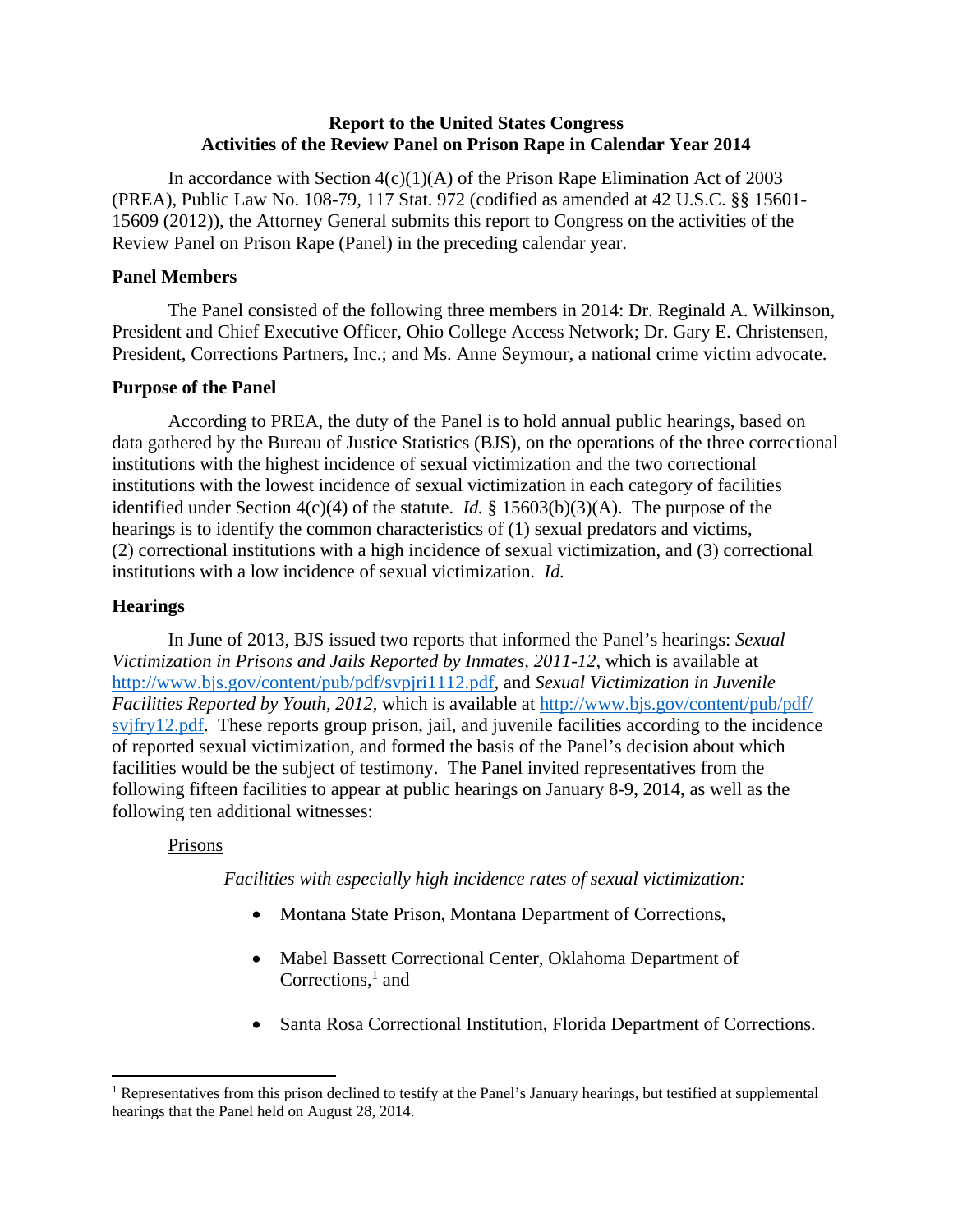# Report to the United States Congress
## Activities of the Review Panel on Prison Rape in Calendar Year 2014

In accordance with Section 4(c)(1)(A) of the Prison Rape Elimination Act of 2003 (PREA), Public Law No. 108-79, 117 Stat. 972 (codified as amended at 42 U.S.C. §§ 15601-15609 (2012)), the Attorney General submits this report to Congress on the activities of the Review Panel on Prison Rape (Panel) in the preceding calendar year.

### Panel Members

The Panel consisted of the following three members in 2014: Dr. Reginald A. Wilkinson, President and Chief Executive Officer, Ohio College Access Network; Dr. Gary E. Christensen, President, Corrections Partners, Inc.; and Ms. Anne Seymour, a national crime victim advocate.

### Purpose of the Panel

According to PREA, the duty of the Panel is to hold annual public hearings, based on data gathered by the Bureau of Justice Statistics (BJS), on the operations of the three correctional institutions with the highest incidence of sexual victimization and the two correctional institutions with the lowest incidence of sexual victimization in each category of facilities identified under Section 4(c)(4) of the statute. *Id.* § 15603(b)(3)(A). The purpose of the hearings is to identify the common characteristics of (1) sexual predators and victims, (2) correctional institutions with a high incidence of sexual victimization, and (3) correctional institutions with a low incidence of sexual victimization. *Id.*

### Hearings

In June of 2013, BJS issued two reports that informed the Panel's hearings: *Sexual Victimization in Prisons and Jails Reported by Inmates, 2011-12*, which is available at http://www.bjs.gov/content/pub/pdf/svpjri1112.pdf, and *Sexual Victimization in Juvenile Facilities Reported by Youth, 2012*, which is available at http://www.bjs.gov/content/pub/pdf/svjfry12.pdf. These reports group prison, jail, and juvenile facilities according to the incidence of reported sexual victimization, and formed the basis of the Panel's decision about which facilities would be the subject of testimony. The Panel invited representatives from the following fifteen facilities to appear at public hearings on January 8-9, 2014, as well as the following ten additional witnesses:

Prisons

*Facilities with especially high incidence rates of sexual victimization:*

- Montana State Prison, Montana Department of Corrections,
- Mabel Bassett Correctional Center, Oklahoma Department of Corrections,[1] and
- Santa Rosa Correctional Institution, Florida Department of Corrections.

[1] Representatives from this prison declined to testify at the Panel's January hearings, but testified at supplemental hearings that the Panel held on August 28, 2014.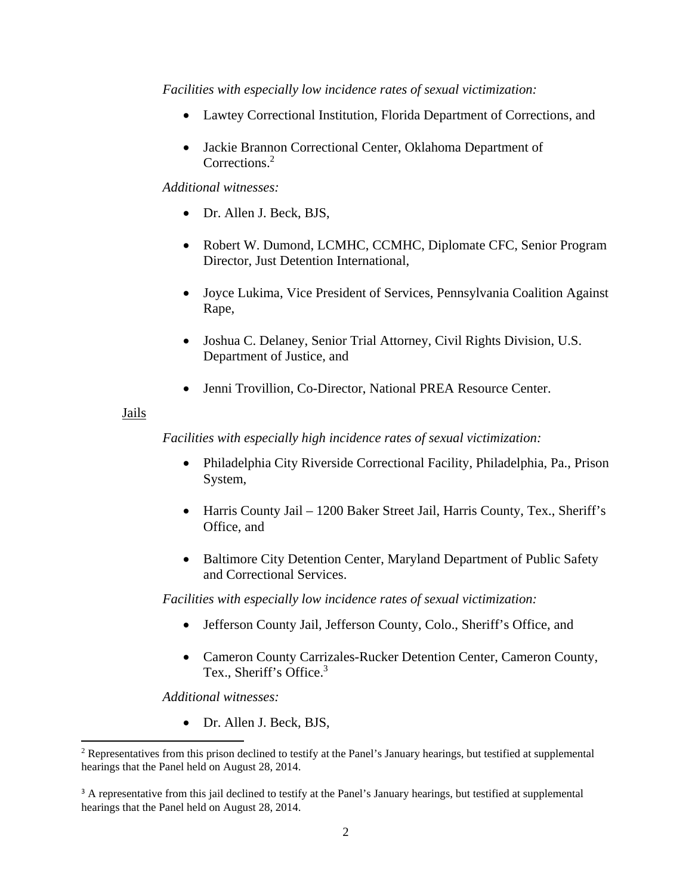*Facilities with especially low incidence rates of sexual victimization:*

- Lawtey Correctional Institution, Florida Department of Corrections, and
- Jackie Brannon Correctional Center, Oklahoma Department of Corrections.[2]

*Additional witnesses:*

- Dr. Allen J. Beck, BJS,
- Robert W. Dumond, LCMHC, CCMHC, Diplomate CFC, Senior Program Director, Just Detention International,
- Joyce Lukima, Vice President of Services, Pennsylvania Coalition Against Rape,
- Joshua C. Delaney, Senior Trial Attorney, Civil Rights Division, U.S. Department of Justice, and
- Jenni Trovillion, Co-Director, National PREA Resource Center.

Jails

*Facilities with especially high incidence rates of sexual victimization:*

- Philadelphia City Riverside Correctional Facility, Philadelphia, Pa., Prison System,
- Harris County Jail – 1200 Baker Street Jail, Harris County, Tex., Sheriff's Office, and
- Baltimore City Detention Center, Maryland Department of Public Safety and Correctional Services.

*Facilities with especially low incidence rates of sexual victimization:*

- Jefferson County Jail, Jefferson County, Colo., Sheriff's Office, and
- Cameron County Carrizales-Rucker Detention Center, Cameron County, Tex., Sheriff's Office.[3]

*Additional witnesses:*

- Dr. Allen J. Beck, BJS,

[2] Representatives from this prison declined to testify at the Panel's January hearings, but testified at supplemental hearings that the Panel held on August 28, 2014.

[3] A representative from this jail declined to testify at the Panel's January hearings, but testified at supplemental hearings that the Panel held on August 28, 2014.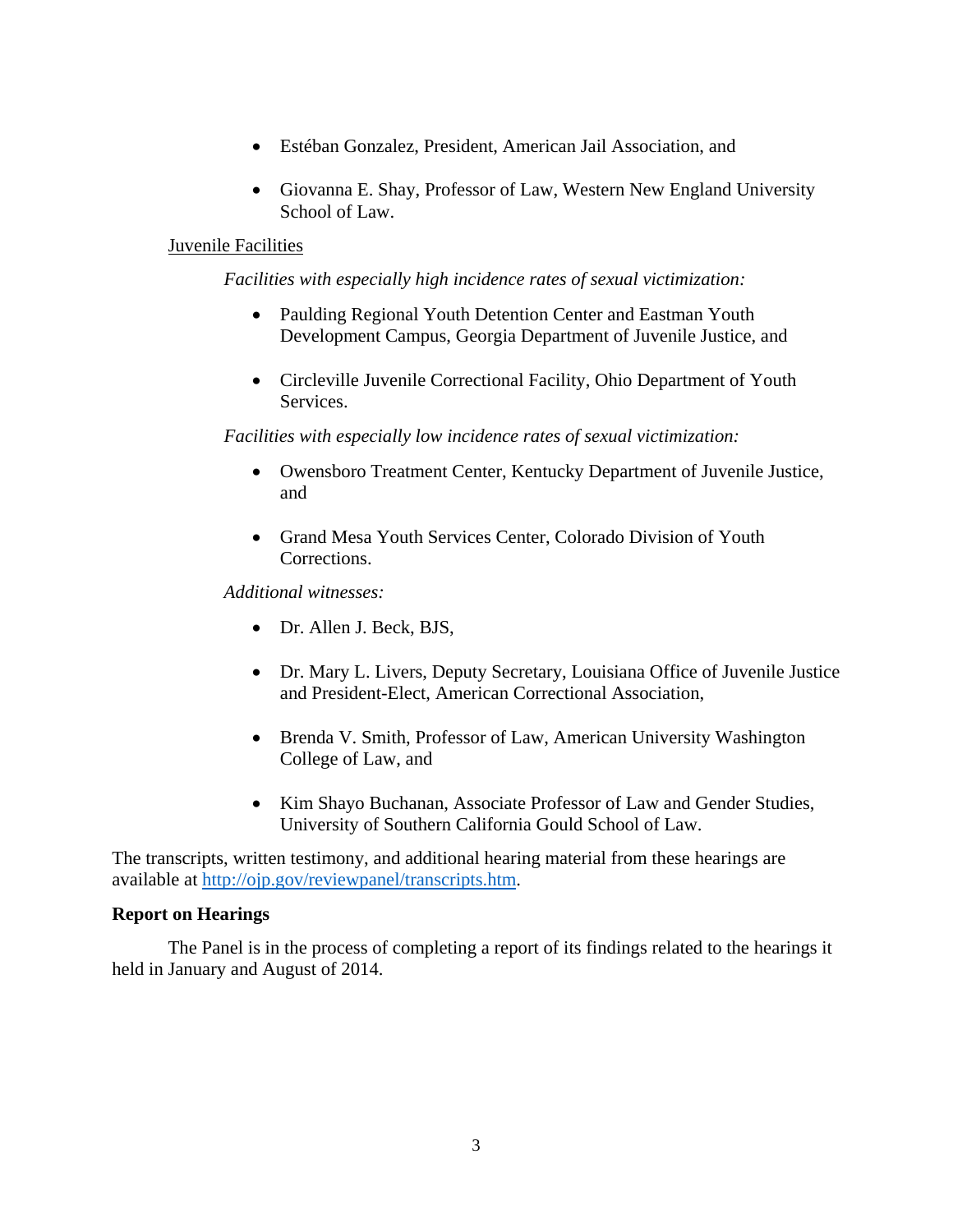- Estéban Gonzalez, President, American Jail Association, and

- Giovanna E. Shay, Professor of Law, Western New England University School of Law.

Juvenile Facilities

*Facilities with especially high incidence rates of sexual victimization:*

- Paulding Regional Youth Detention Center and Eastman Youth Development Campus, Georgia Department of Juvenile Justice, and

- Circleville Juvenile Correctional Facility, Ohio Department of Youth Services.

*Facilities with especially low incidence rates of sexual victimization:*

- Owensboro Treatment Center, Kentucky Department of Juvenile Justice, and

- Grand Mesa Youth Services Center, Colorado Division of Youth Corrections.

*Additional witnesses:*

- Dr. Allen J. Beck, BJS,

- Dr. Mary L. Livers, Deputy Secretary, Louisiana Office of Juvenile Justice and President-Elect, American Correctional Association,

- Brenda V. Smith, Professor of Law, American University Washington College of Law, and

- Kim Shayo Buchanan, Associate Professor of Law and Gender Studies, University of Southern California Gould School of Law.

The transcripts, written testimony, and additional hearing material from these hearings are available at http://ojp.gov/reviewpanel/transcripts.htm.

**Report on Hearings**

The Panel is in the process of completing a report of its findings related to the hearings it held in January and August of 2014.